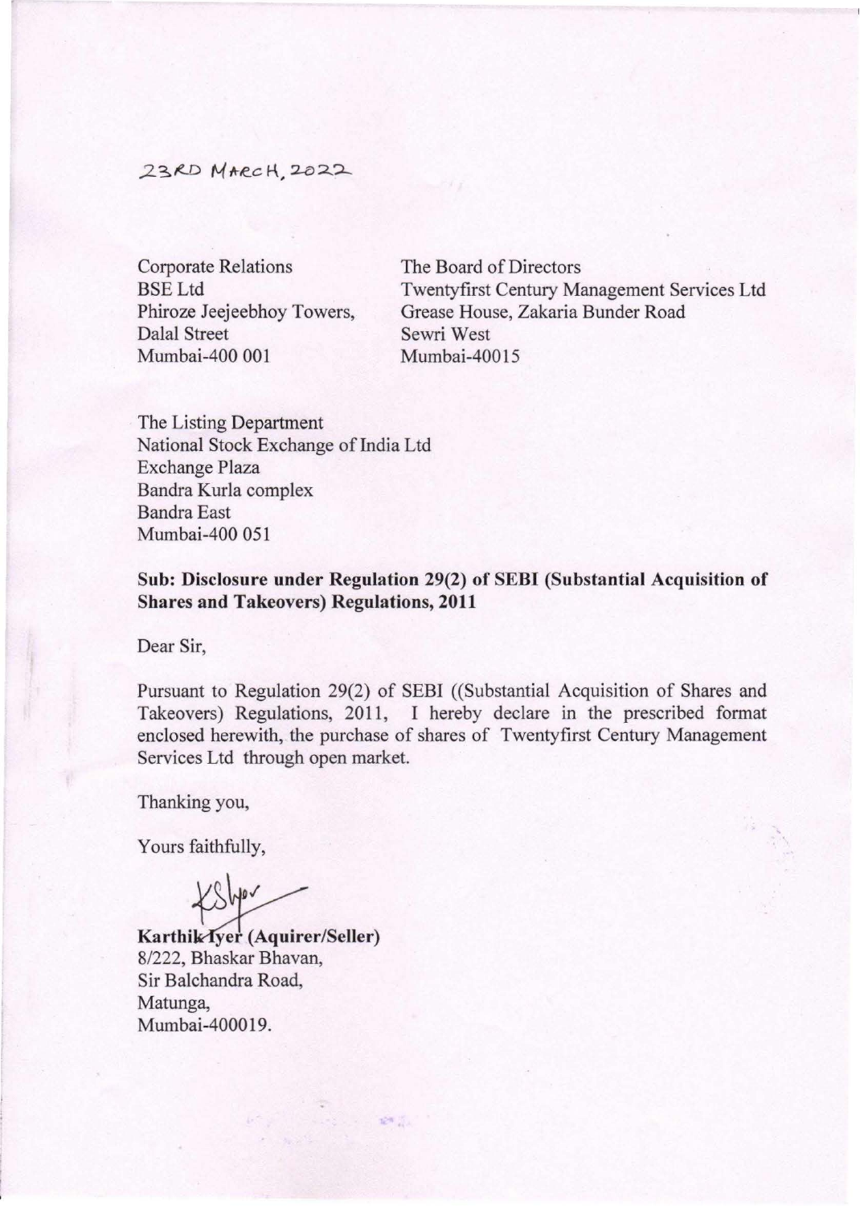23RD MARCH, 2022

Corporate Relations
BSE Ltd
Phiroze Jeejeebhoy Towers,
Dalal Street
Mumbai-400 001

The Board of Directors
Twentyfirst Century Management Services Ltd
Grease House, Zakaria Bunder Road
Sewri West
Mumbai-40015

The Listing Department
National Stock Exchange of India Ltd
Exchange Plaza
Bandra Kurla complex
Bandra East
Mumbai-400 051

**Sub: Disclosure under Regulation 29(2) of SEBI (Substantial Acquisition of Shares and Takeovers) Regulations, 2011**

Dear Sir,

Pursuant to Regulation 29(2) of SEBI ((Substantial Acquisition of Shares and Takeovers) Regulations, 2011, I hereby declare in the prescribed format enclosed herewith, the purchase of shares of Twentyfirst Century Management Services Ltd through open market.

Thanking you,

Yours faithfully,

**Karthik Iyer (Aquirer/Seller)**
8/222, Bhaskar Bhavan,
Sir Balchandra Road,
Matunga,
Mumbai-400019.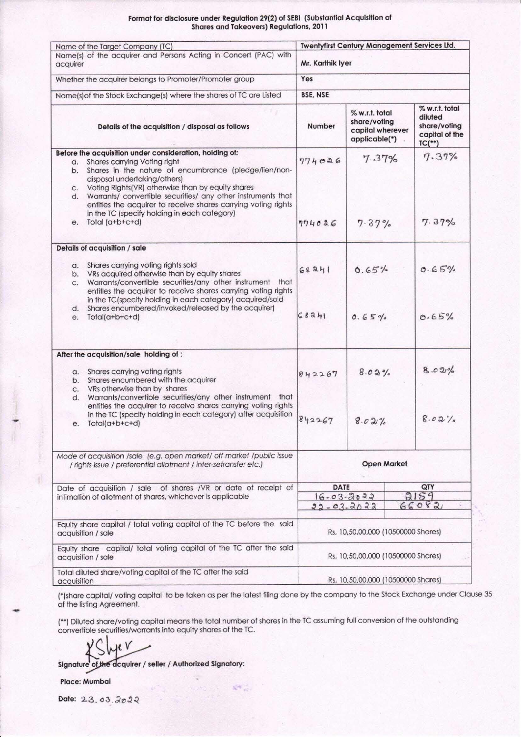**Format for disclosure under Regulation 29(2) of SEBI (Substantial Acquisition of Shares and Takeovers) Regulations, 2011**

| | | | |
|---|---|---|---|
| Name of the Target Company (TC) | Twentyfirst Century Management Services Ltd. | | |
| Name(s) of the acquirer and Persons Acting in Concert (PAC) with acquirer | Mr. Karthik Iyer | | |
| Whether the acquirer belongs to Promoter/Promoter group | Yes | | |
| Name(s)of the Stock Exchange(s) where the shares of TC are Listed | BSE, NSE | | |
| **Details of the acquisition / disposal as follows** | **Number** | **% w.r.t. total share/voting capital wherever applicable(*)** | **% w.r.t. total diluted share/voting capital of the TC(**)** |
| **Before the acquisition under consideration, holding of:**<br>a. Shares carrying Voting right<br>b. Shares in the nature of encumbrance (pledge/lien/non-disposal undertaking/others)<br>c. Voting Rights(VR) otherwise than by equity shares<br>d. Warrants/ convertible securities/ any other instruments that entitles the acquirer to receive shares carrying voting rights in the TC (specify holding in each category)<br>e. Total (a+b+c+d) | 774026<br><br><br><br>774026 | 7.37%<br><br><br><br>7.37% | 7.37%<br><br><br><br>7.37% |
| **Details of acquisition / sale**<br>a. Shares carrying voting rights sold<br>b. VRs acquired otherwise than by equity shares<br>c. Warrants/convertible securities/any other instrument that entitles the acquirer to receive shares carrying voting rights in the TC(specify holding in each category) acquired/sold<br>d. Shares encumbered/invoked/released by the acquirer)<br>e. Total(a+b+c+d) | 68241<br><br><br><br>68241 | 0.65%<br><br><br><br>0.65% | 0.65%<br><br><br><br>0.65% |
| **After the acquisition/sale holding of :**<br>a. Shares carrying voting rights<br>b. Shares encumbered with the acquirer<br>c. VRs otherwise than by shares<br>d. Warrants/convertible securities/any other instrument that entitles the acquirer to receive shares carrying voting rights in the TC (specify holding in each category) after acquisition<br>e. Total(a+b+c+d) | 842267<br><br><br><br>842267 | 8.02%<br><br><br><br>8.02% | 8.02%<br><br><br><br>8.02% |
| *Mode of acquisition /sale (e.g. open market/ off market /public issue / rights issue / preferential allotment / inter-setransfer etc.)* | **Open Market** | | |
| Date of acquisition / sale of shares /VR or date of receipt of intimation of allotment of shares, whichever is applicable | **DATE**<br>16-03-2022<br>22-03-2022 | **QTY**<br>2159<br>66082 | |
| Equity share capital / total voting capital of the TC before the said acquisition / sale | Rs, 10,50,00,000 (10500000 Shares) | | |
| Equity share capital/ total voting capital of the TC after the said acquisition / sale | Rs, 10,50,00,000 (10500000 Shares) | | |
| Total diluted share/voting capital of the TC after the said acquisition | Rs, 10,50,00,000 (10500000 Shares) | | |

(*)share capital/ voting capital to be taken as per the latest filing done by the company to the Stock Exchange under Clause 35 of the listing Agreement.

(**) Diluted share/voting capital means the total number of shares in the TC assuming full conversion of the outstanding convertible securities/warrants into equity shares of the TC.

KSIyer

**Signature of the acquirer / seller / Authorized Signatory:**

**Place: Mumbai**

**Date:** 23.03.2022